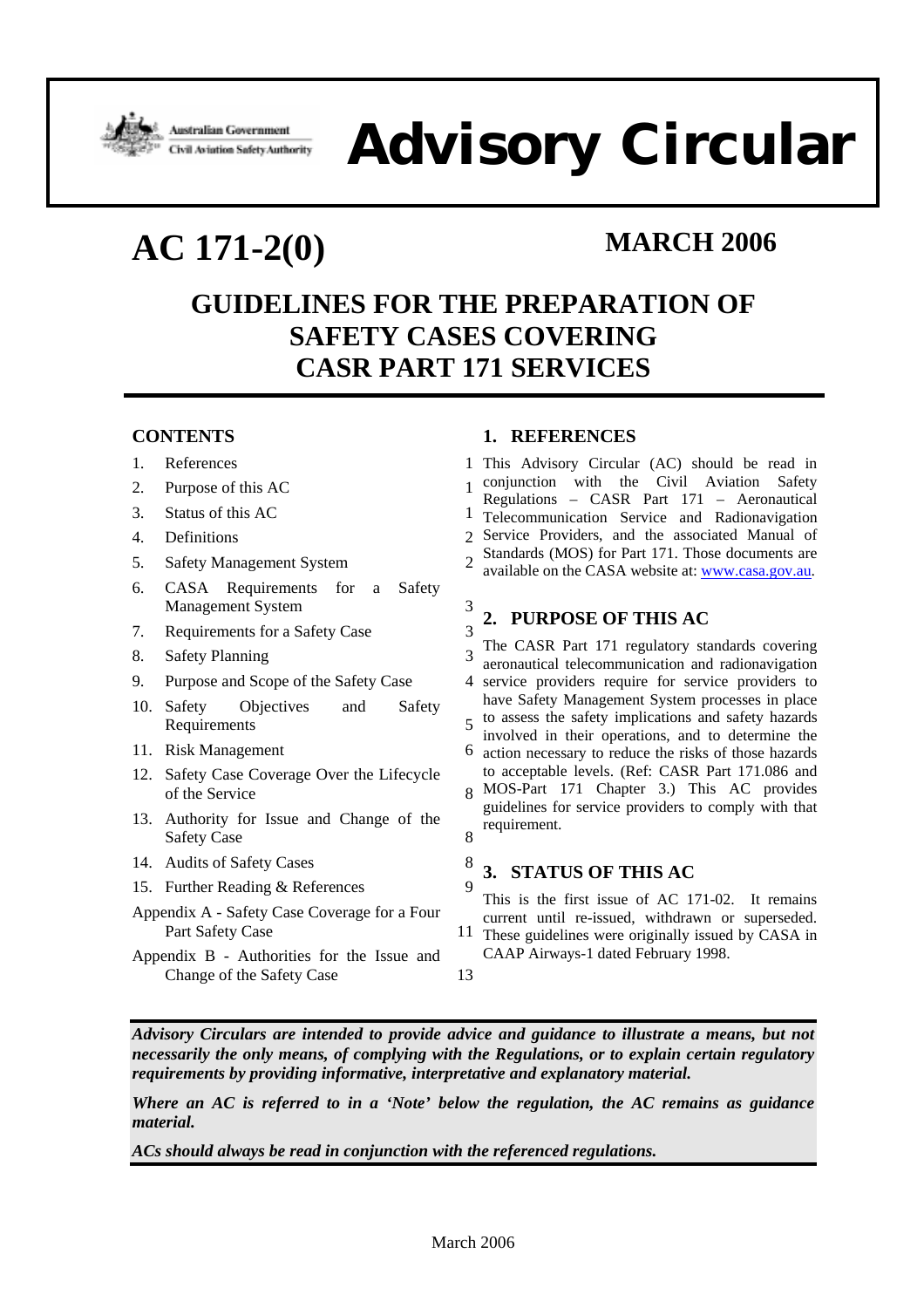# Advisory Circular

Australian Government
Civil Aviation Safety Authority

# AC 171-2(0)

**MARCH 2006**

## GUIDELINES FOR THE PREPARATION OF SAFETY CASES COVERING CASR PART 171 SERVICES

### CONTENTS

| | | |
|---|---|---|
| 1. | References | 1 |
| 2. | Purpose of this AC | 1 |
| 3. | Status of this AC | 1 |
| 4. | Definitions | 2 |
| 5. | Safety Management System | 2 |
| 6. | CASA Requirements for a Safety Management System | 3 |
| 7. | Requirements for a Safety Case | 3 |
| 8. | Safety Planning | 3 |
| 9. | Purpose and Scope of the Safety Case | 4 |
| 10. | Safety Objectives and Safety Requirements | 5 |
| 11. | Risk Management | 6 |
| 12. | Safety Case Coverage Over the Lifecycle of the Service | 8 |
| 13. | Authority for Issue and Change of the Safety Case | 8 |
| 14. | Audits of Safety Cases | 8 |
| 15. | Further Reading & References | 9 |
| | Appendix A - Safety Case Coverage for a Four Part Safety Case | 11 |
| | Appendix B - Authorities for the Issue and Change of the Safety Case | 13 |

### 1. REFERENCES

This Advisory Circular (AC) should be read in conjunction with the Civil Aviation Safety Regulations – CASR Part 171 – Aeronautical Telecommunication Service and Radionavigation Service Providers, and the associated Manual of Standards (MOS) for Part 171. Those documents are available on the CASA website at: www.casa.gov.au.

### 2. PURPOSE OF THIS AC

The CASR Part 171 regulatory standards covering aeronautical telecommunication and radionavigation service providers require for service providers to have Safety Management System processes in place to assess the safety implications and safety hazards involved in their operations, and to determine the action necessary to reduce the risks of those hazards to acceptable levels. (Ref: CASR Part 171.086 and MOS-Part 171 Chapter 3.) This AC provides guidelines for service providers to comply with that requirement.

### 3. STATUS OF THIS AC

This is the first issue of AC 171-02. It remains current until re-issued, withdrawn or superseded. These guidelines were originally issued by CASA in CAAP Airways-1 dated February 1998.

***Advisory Circulars are intended to provide advice and guidance to illustrate a means, but not necessarily the only means, of complying with the Regulations, or to explain certain regulatory requirements by providing informative, interpretative and explanatory material.***

***Where an AC is referred to in a 'Note' below the regulation, the AC remains as guidance material.***

***ACs should always be read in conjunction with the referenced regulations.***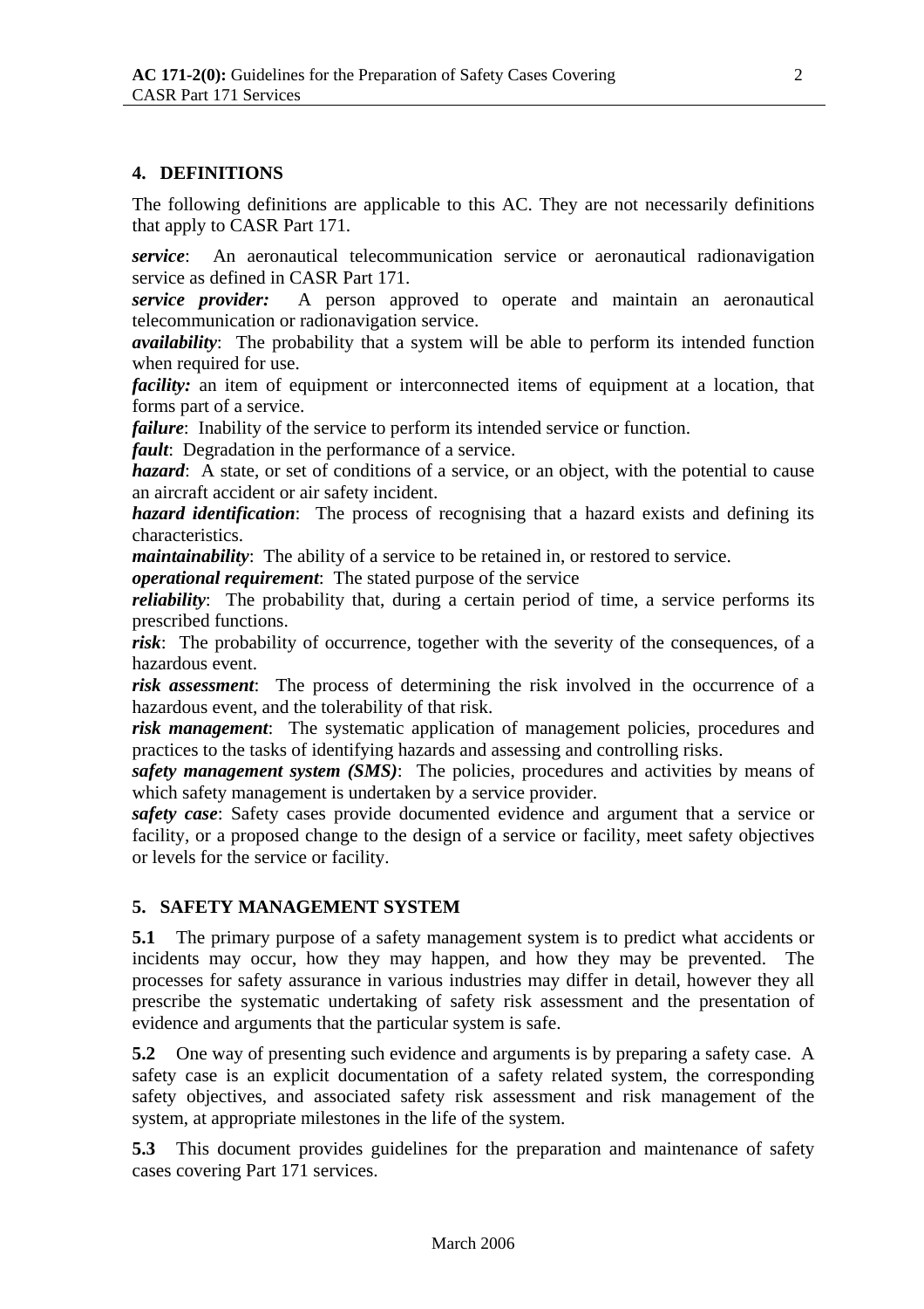## 4. DEFINITIONS

The following definitions are applicable to this AC. They are not necessarily definitions that apply to CASR Part 171.

***service***: An aeronautical telecommunication service or aeronautical radionavigation service as defined in CASR Part 171.

***service provider:*** A person approved to operate and maintain an aeronautical telecommunication or radionavigation service.

***availability***: The probability that a system will be able to perform its intended function when required for use.

***facility:*** an item of equipment or interconnected items of equipment at a location, that forms part of a service.

***failure***: Inability of the service to perform its intended service or function.

***fault***: Degradation in the performance of a service.

***hazard***: A state, or set of conditions of a service, or an object, with the potential to cause an aircraft accident or air safety incident.

***hazard identification***: The process of recognising that a hazard exists and defining its characteristics.

***maintainability***: The ability of a service to be retained in, or restored to service.

***operational requirement***: The stated purpose of the service

***reliability***: The probability that, during a certain period of time, a service performs its prescribed functions.

***risk***: The probability of occurrence, together with the severity of the consequences, of a hazardous event.

***risk assessment***: The process of determining the risk involved in the occurrence of a hazardous event, and the tolerability of that risk.

***risk management***: The systematic application of management policies, procedures and practices to the tasks of identifying hazards and assessing and controlling risks.

***safety management system (SMS)***: The policies, procedures and activities by means of which safety management is undertaken by a service provider.

***safety case***: Safety cases provide documented evidence and argument that a service or facility, or a proposed change to the design of a service or facility, meet safety objectives or levels for the service or facility.

## 5. SAFETY MANAGEMENT SYSTEM

**5.1** The primary purpose of a safety management system is to predict what accidents or incidents may occur, how they may happen, and how they may be prevented. The processes for safety assurance in various industries may differ in detail, however they all prescribe the systematic undertaking of safety risk assessment and the presentation of evidence and arguments that the particular system is safe.

**5.2** One way of presenting such evidence and arguments is by preparing a safety case. A safety case is an explicit documentation of a safety related system, the corresponding safety objectives, and associated safety risk assessment and risk management of the system, at appropriate milestones in the life of the system.

**5.3** This document provides guidelines for the preparation and maintenance of safety cases covering Part 171 services.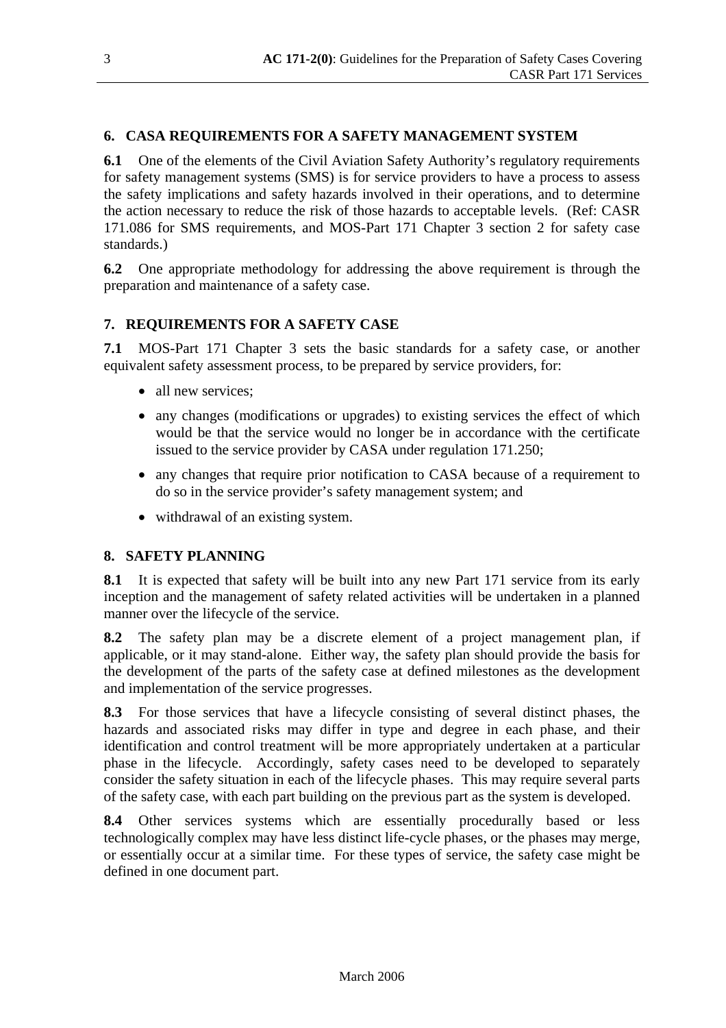## 6. CASA REQUIREMENTS FOR A SAFETY MANAGEMENT SYSTEM

**6.1** One of the elements of the Civil Aviation Safety Authority's regulatory requirements for safety management systems (SMS) is for service providers to have a process to assess the safety implications and safety hazards involved in their operations, and to determine the action necessary to reduce the risk of those hazards to acceptable levels. (Ref: CASR 171.086 for SMS requirements, and MOS-Part 171 Chapter 3 section 2 for safety case standards.)

**6.2** One appropriate methodology for addressing the above requirement is through the preparation and maintenance of a safety case.

## 7. REQUIREMENTS FOR A SAFETY CASE

**7.1** MOS-Part 171 Chapter 3 sets the basic standards for a safety case, or another equivalent safety assessment process, to be prepared by service providers, for:

- all new services;
- any changes (modifications or upgrades) to existing services the effect of which would be that the service would no longer be in accordance with the certificate issued to the service provider by CASA under regulation 171.250;
- any changes that require prior notification to CASA because of a requirement to do so in the service provider's safety management system; and
- withdrawal of an existing system.

## 8. SAFETY PLANNING

**8.1** It is expected that safety will be built into any new Part 171 service from its early inception and the management of safety related activities will be undertaken in a planned manner over the lifecycle of the service.

**8.2** The safety plan may be a discrete element of a project management plan, if applicable, or it may stand-alone. Either way, the safety plan should provide the basis for the development of the parts of the safety case at defined milestones as the development and implementation of the service progresses.

**8.3** For those services that have a lifecycle consisting of several distinct phases, the hazards and associated risks may differ in type and degree in each phase, and their identification and control treatment will be more appropriately undertaken at a particular phase in the lifecycle. Accordingly, safety cases need to be developed to separately consider the safety situation in each of the lifecycle phases. This may require several parts of the safety case, with each part building on the previous part as the system is developed.

**8.4** Other services systems which are essentially procedurally based or less technologically complex may have less distinct life-cycle phases, or the phases may merge, or essentially occur at a similar time. For these types of service, the safety case might be defined in one document part.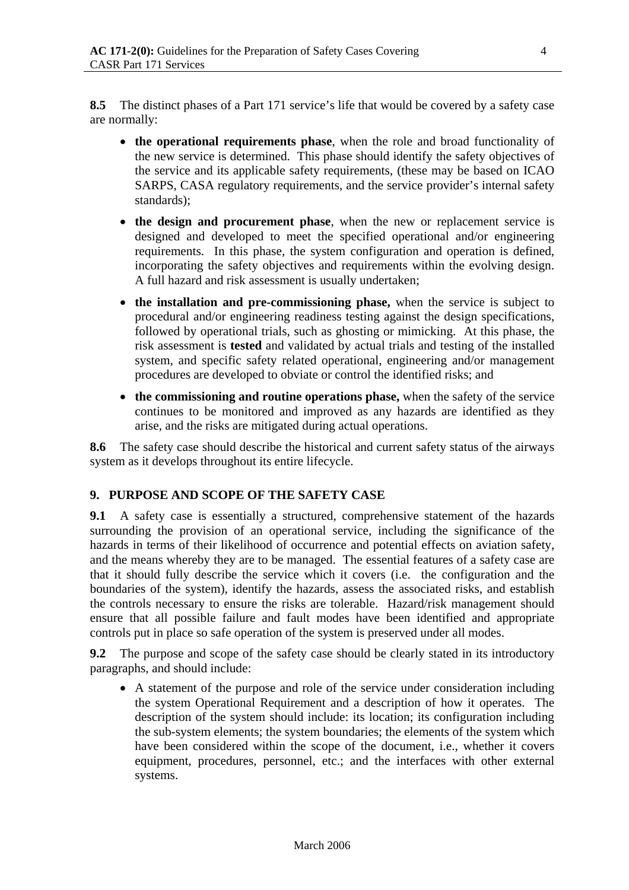**8.5** The distinct phases of a Part 171 service's life that would be covered by a safety case are normally:

- **the operational requirements phase**, when the role and broad functionality of the new service is determined. This phase should identify the safety objectives of the service and its applicable safety requirements, (these may be based on ICAO SARPS, CASA regulatory requirements, and the service provider's internal safety standards);
- **the design and procurement phase**, when the new or replacement service is designed and developed to meet the specified operational and/or engineering requirements. In this phase, the system configuration and operation is defined, incorporating the safety objectives and requirements within the evolving design. A full hazard and risk assessment is usually undertaken;
- **the installation and pre-commissioning phase,** when the service is subject to procedural and/or engineering readiness testing against the design specifications, followed by operational trials, such as ghosting or mimicking. At this phase, the risk assessment is **tested** and validated by actual trials and testing of the installed system, and specific safety related operational, engineering and/or management procedures are developed to obviate or control the identified risks; and
- **the commissioning and routine operations phase,** when the safety of the service continues to be monitored and improved as any hazards are identified as they arise, and the risks are mitigated during actual operations.

**8.6** The safety case should describe the historical and current safety status of the airways system as it develops throughout its entire lifecycle.

## 9. PURPOSE AND SCOPE OF THE SAFETY CASE

**9.1** A safety case is essentially a structured, comprehensive statement of the hazards surrounding the provision of an operational service, including the significance of the hazards in terms of their likelihood of occurrence and potential effects on aviation safety, and the means whereby they are to be managed. The essential features of a safety case are that it should fully describe the service which it covers (i.e. the configuration and the boundaries of the system), identify the hazards, assess the associated risks, and establish the controls necessary to ensure the risks are tolerable. Hazard/risk management should ensure that all possible failure and fault modes have been identified and appropriate controls put in place so safe operation of the system is preserved under all modes.

**9.2** The purpose and scope of the safety case should be clearly stated in its introductory paragraphs, and should include:

- A statement of the purpose and role of the service under consideration including the system Operational Requirement and a description of how it operates. The description of the system should include: its location; its configuration including the sub-system elements; the system boundaries; the elements of the system which have been considered within the scope of the document, i.e., whether it covers equipment, procedures, personnel, etc.; and the interfaces with other external systems.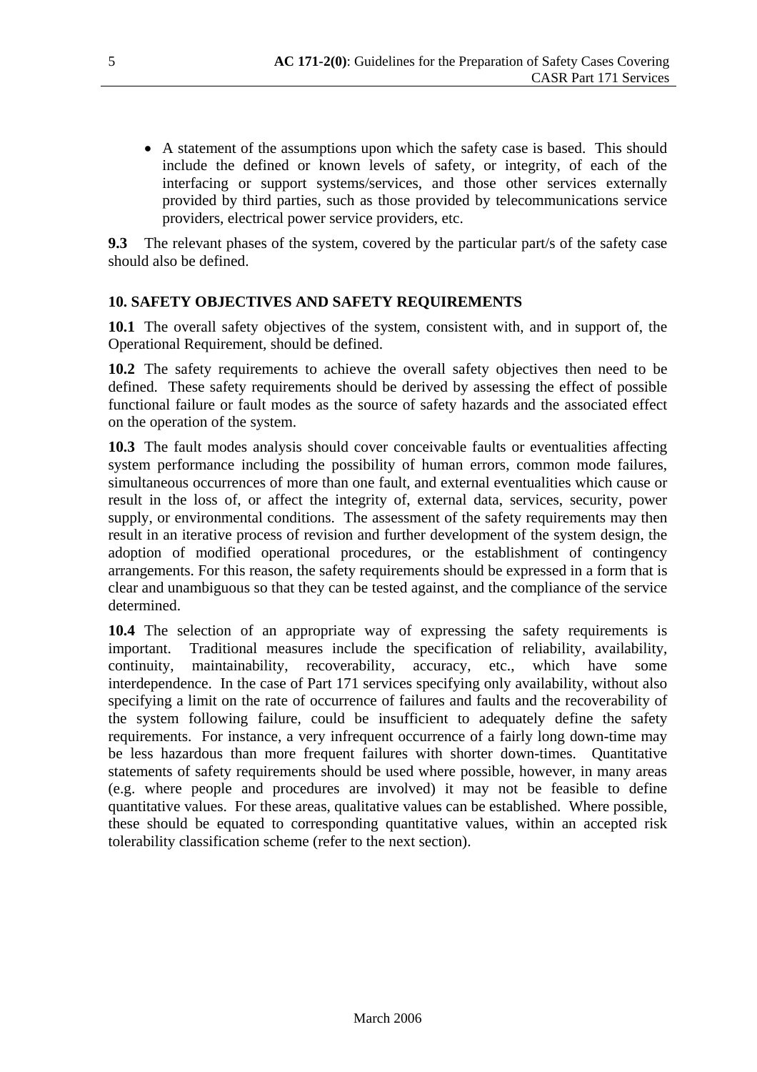- A statement of the assumptions upon which the safety case is based. This should include the defined or known levels of safety, or integrity, of each of the interfacing or support systems/services, and those other services externally provided by third parties, such as those provided by telecommunications service providers, electrical power service providers, etc.

**9.3** The relevant phases of the system, covered by the particular part/s of the safety case should also be defined.

## 10. SAFETY OBJECTIVES AND SAFETY REQUIREMENTS

**10.1** The overall safety objectives of the system, consistent with, and in support of, the Operational Requirement, should be defined.

**10.2** The safety requirements to achieve the overall safety objectives then need to be defined. These safety requirements should be derived by assessing the effect of possible functional failure or fault modes as the source of safety hazards and the associated effect on the operation of the system.

**10.3** The fault modes analysis should cover conceivable faults or eventualities affecting system performance including the possibility of human errors, common mode failures, simultaneous occurrences of more than one fault, and external eventualities which cause or result in the loss of, or affect the integrity of, external data, services, security, power supply, or environmental conditions. The assessment of the safety requirements may then result in an iterative process of revision and further development of the system design, the adoption of modified operational procedures, or the establishment of contingency arrangements. For this reason, the safety requirements should be expressed in a form that is clear and unambiguous so that they can be tested against, and the compliance of the service determined.

**10.4** The selection of an appropriate way of expressing the safety requirements is important. Traditional measures include the specification of reliability, availability, continuity, maintainability, recoverability, accuracy, etc., which have some interdependence. In the case of Part 171 services specifying only availability, without also specifying a limit on the rate of occurrence of failures and faults and the recoverability of the system following failure, could be insufficient to adequately define the safety requirements. For instance, a very infrequent occurrence of a fairly long down-time may be less hazardous than more frequent failures with shorter down-times. Quantitative statements of safety requirements should be used where possible, however, in many areas (e.g. where people and procedures are involved) it may not be feasible to define quantitative values. For these areas, qualitative values can be established. Where possible, these should be equated to corresponding quantitative values, within an accepted risk tolerability classification scheme (refer to the next section).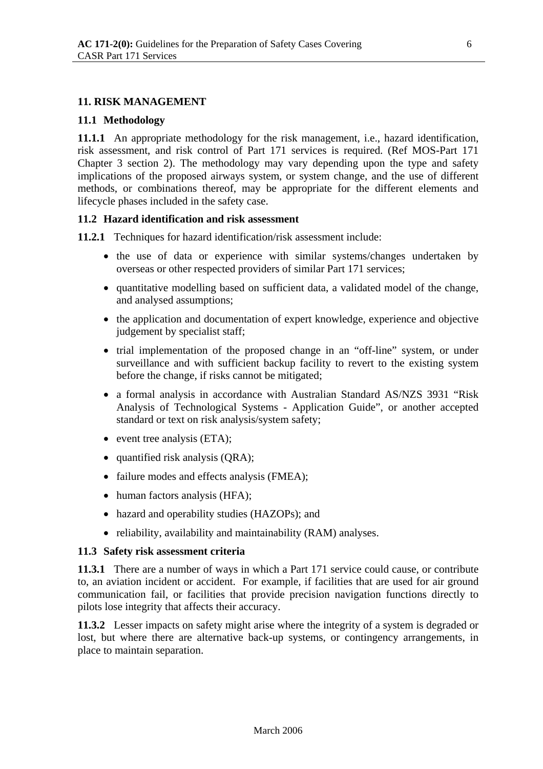## 11. RISK MANAGEMENT

### 11.1 Methodology

**11.1.1** An appropriate methodology for the risk management, i.e., hazard identification, risk assessment, and risk control of Part 171 services is required. (Ref MOS-Part 171 Chapter 3 section 2). The methodology may vary depending upon the type and safety implications of the proposed airways system, or system change, and the use of different methods, or combinations thereof, may be appropriate for the different elements and lifecycle phases included in the safety case.

### 11.2 Hazard identification and risk assessment

**11.2.1** Techniques for hazard identification/risk assessment include:

- the use of data or experience with similar systems/changes undertaken by overseas or other respected providers of similar Part 171 services;
- quantitative modelling based on sufficient data, a validated model of the change, and analysed assumptions;
- the application and documentation of expert knowledge, experience and objective judgement by specialist staff;
- trial implementation of the proposed change in an "off-line" system, or under surveillance and with sufficient backup facility to revert to the existing system before the change, if risks cannot be mitigated;
- a formal analysis in accordance with Australian Standard AS/NZS 3931 "Risk Analysis of Technological Systems - Application Guide", or another accepted standard or text on risk analysis/system safety;
- event tree analysis (ETA);
- quantified risk analysis (QRA);
- failure modes and effects analysis (FMEA);
- human factors analysis (HFA);
- hazard and operability studies (HAZOPs); and
- reliability, availability and maintainability (RAM) analyses.

### 11.3 Safety risk assessment criteria

**11.3.1** There are a number of ways in which a Part 171 service could cause, or contribute to, an aviation incident or accident. For example, if facilities that are used for air ground communication fail, or facilities that provide precision navigation functions directly to pilots lose integrity that affects their accuracy.

**11.3.2** Lesser impacts on safety might arise where the integrity of a system is degraded or lost, but where there are alternative back-up systems, or contingency arrangements, in place to maintain separation.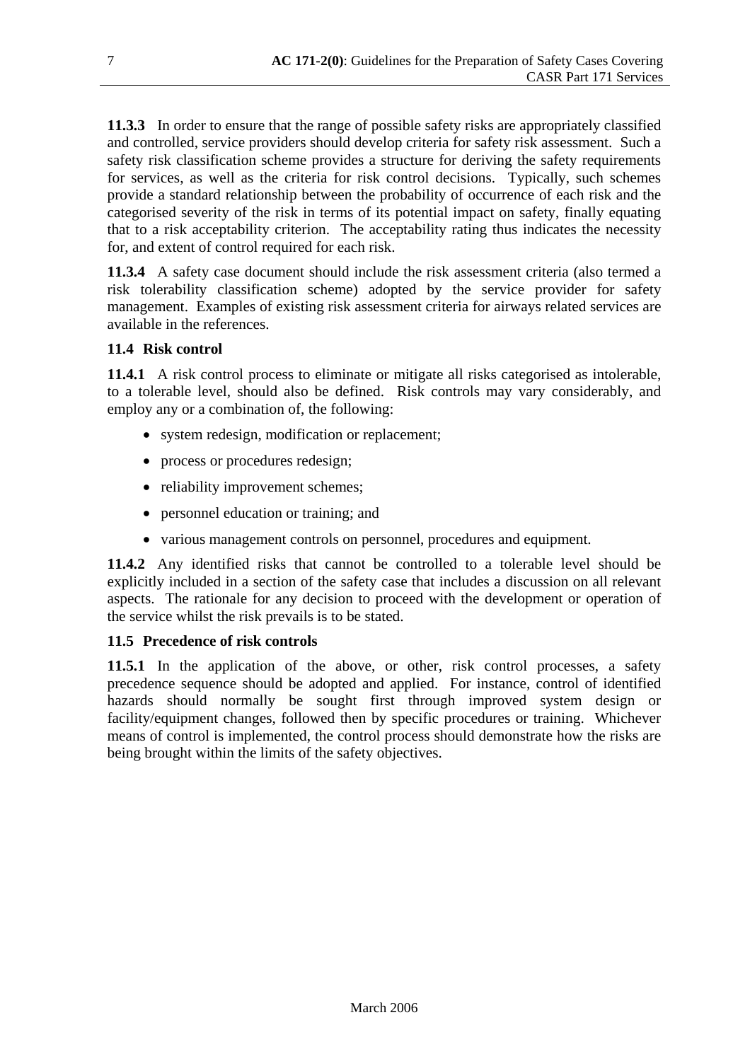**11.3.3** In order to ensure that the range of possible safety risks are appropriately classified and controlled, service providers should develop criteria for safety risk assessment. Such a safety risk classification scheme provides a structure for deriving the safety requirements for services, as well as the criteria for risk control decisions. Typically, such schemes provide a standard relationship between the probability of occurrence of each risk and the categorised severity of the risk in terms of its potential impact on safety, finally equating that to a risk acceptability criterion. The acceptability rating thus indicates the necessity for, and extent of control required for each risk.

**11.3.4** A safety case document should include the risk assessment criteria (also termed a risk tolerability classification scheme) adopted by the service provider for safety management. Examples of existing risk assessment criteria for airways related services are available in the references.

### 11.4 Risk control

**11.4.1** A risk control process to eliminate or mitigate all risks categorised as intolerable, to a tolerable level, should also be defined. Risk controls may vary considerably, and employ any or a combination of, the following:

- system redesign, modification or replacement;
- process or procedures redesign;
- reliability improvement schemes;
- personnel education or training; and
- various management controls on personnel, procedures and equipment.

**11.4.2** Any identified risks that cannot be controlled to a tolerable level should be explicitly included in a section of the safety case that includes a discussion on all relevant aspects. The rationale for any decision to proceed with the development or operation of the service whilst the risk prevails is to be stated.

### 11.5 Precedence of risk controls

**11.5.1** In the application of the above, or other, risk control processes, a safety precedence sequence should be adopted and applied. For instance, control of identified hazards should normally be sought first through improved system design or facility/equipment changes, followed then by specific procedures or training. Whichever means of control is implemented, the control process should demonstrate how the risks are being brought within the limits of the safety objectives.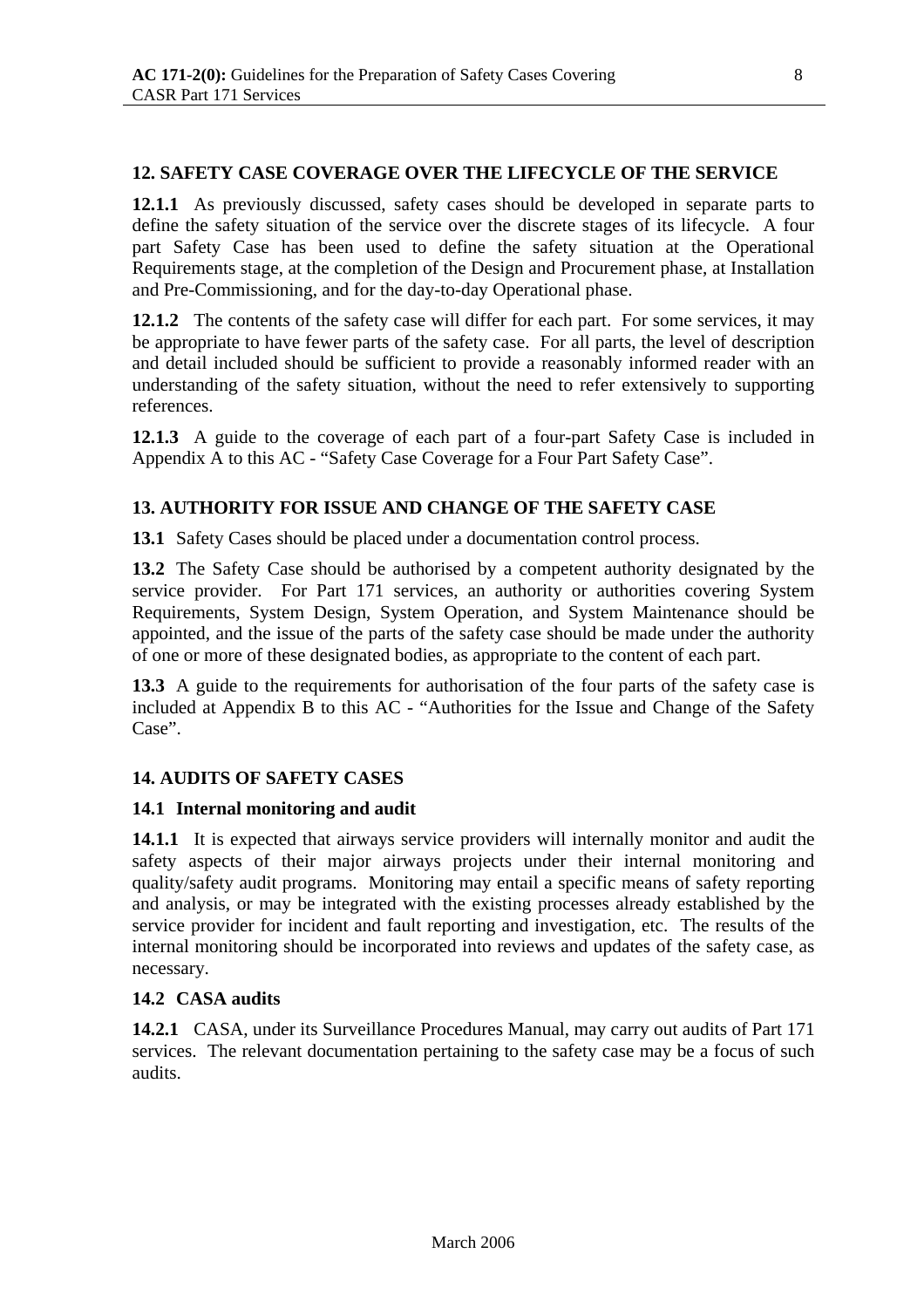## 12. SAFETY CASE COVERAGE OVER THE LIFECYCLE OF THE SERVICE

**12.1.1** As previously discussed, safety cases should be developed in separate parts to define the safety situation of the service over the discrete stages of its lifecycle. A four part Safety Case has been used to define the safety situation at the Operational Requirements stage, at the completion of the Design and Procurement phase, at Installation and Pre-Commissioning, and for the day-to-day Operational phase.

**12.1.2** The contents of the safety case will differ for each part. For some services, it may be appropriate to have fewer parts of the safety case. For all parts, the level of description and detail included should be sufficient to provide a reasonably informed reader with an understanding of the safety situation, without the need to refer extensively to supporting references.

**12.1.3** A guide to the coverage of each part of a four-part Safety Case is included in Appendix A to this AC - "Safety Case Coverage for a Four Part Safety Case".

## 13. AUTHORITY FOR ISSUE AND CHANGE OF THE SAFETY CASE

**13.1** Safety Cases should be placed under a documentation control process.

**13.2** The Safety Case should be authorised by a competent authority designated by the service provider. For Part 171 services, an authority or authorities covering System Requirements, System Design, System Operation, and System Maintenance should be appointed, and the issue of the parts of the safety case should be made under the authority of one or more of these designated bodies, as appropriate to the content of each part.

**13.3** A guide to the requirements for authorisation of the four parts of the safety case is included at Appendix B to this AC - "Authorities for the Issue and Change of the Safety Case".

## 14. AUDITS OF SAFETY CASES

### 14.1 Internal monitoring and audit

**14.1.1** It is expected that airways service providers will internally monitor and audit the safety aspects of their major airways projects under their internal monitoring and quality/safety audit programs. Monitoring may entail a specific means of safety reporting and analysis, or may be integrated with the existing processes already established by the service provider for incident and fault reporting and investigation, etc. The results of the internal monitoring should be incorporated into reviews and updates of the safety case, as necessary.

### 14.2 CASA audits

**14.2.1** CASA, under its Surveillance Procedures Manual, may carry out audits of Part 171 services. The relevant documentation pertaining to the safety case may be a focus of such audits.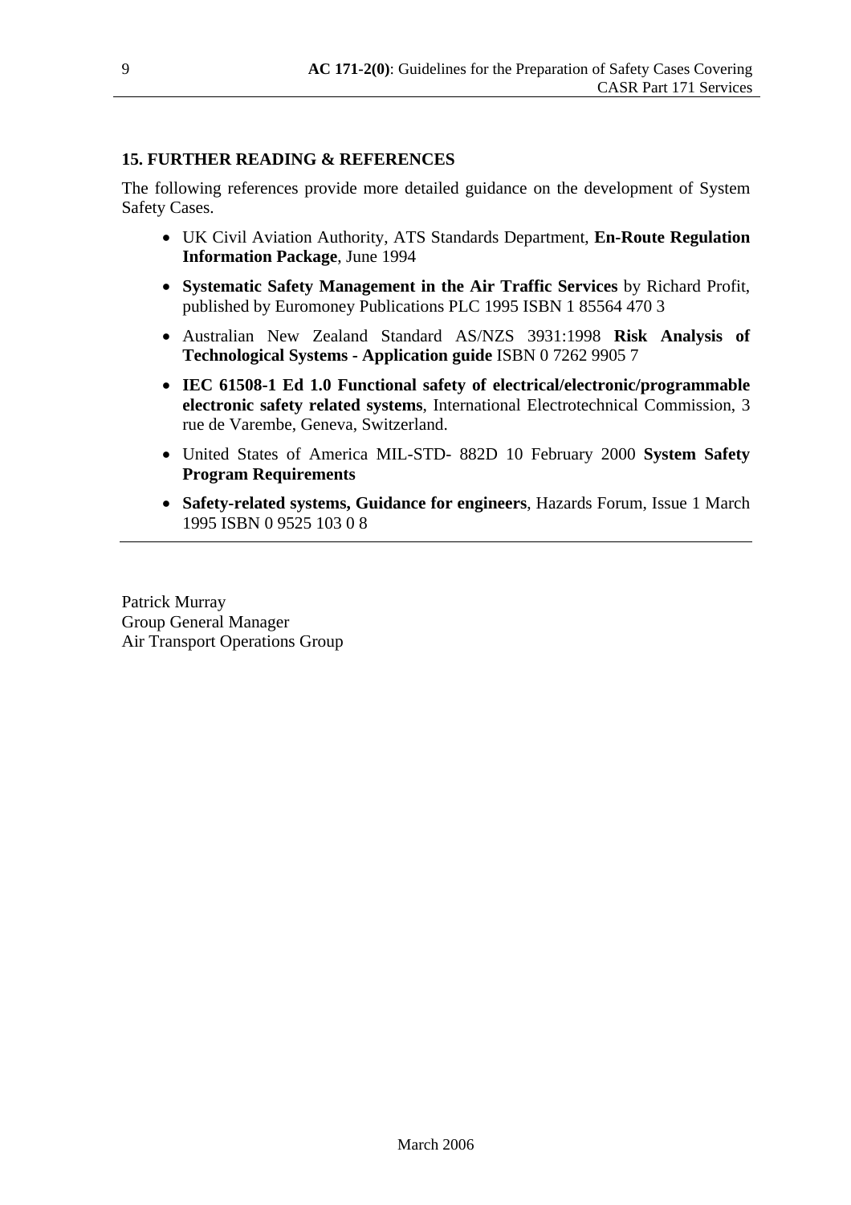## 15. FURTHER READING & REFERENCES

The following references provide more detailed guidance on the development of System Safety Cases.

- UK Civil Aviation Authority, ATS Standards Department, **En-Route Regulation Information Package**, June 1994
- **Systematic Safety Management in the Air Traffic Services** by Richard Profit, published by Euromoney Publications PLC 1995 ISBN 1 85564 470 3
- Australian New Zealand Standard AS/NZS 3931:1998 **Risk Analysis of Technological Systems - Application guide** ISBN 0 7262 9905 7
- **IEC 61508-1 Ed 1.0 Functional safety of electrical/electronic/programmable electronic safety related systems**, International Electrotechnical Commission, 3 rue de Varembe, Geneva, Switzerland.
- United States of America MIL-STD- 882D 10 February 2000 **System Safety Program Requirements**
- **Safety-related systems, Guidance for engineers**, Hazards Forum, Issue 1 March 1995 ISBN 0 9525 103 0 8

---

Patrick Murray
Group General Manager
Air Transport Operations Group

March 2006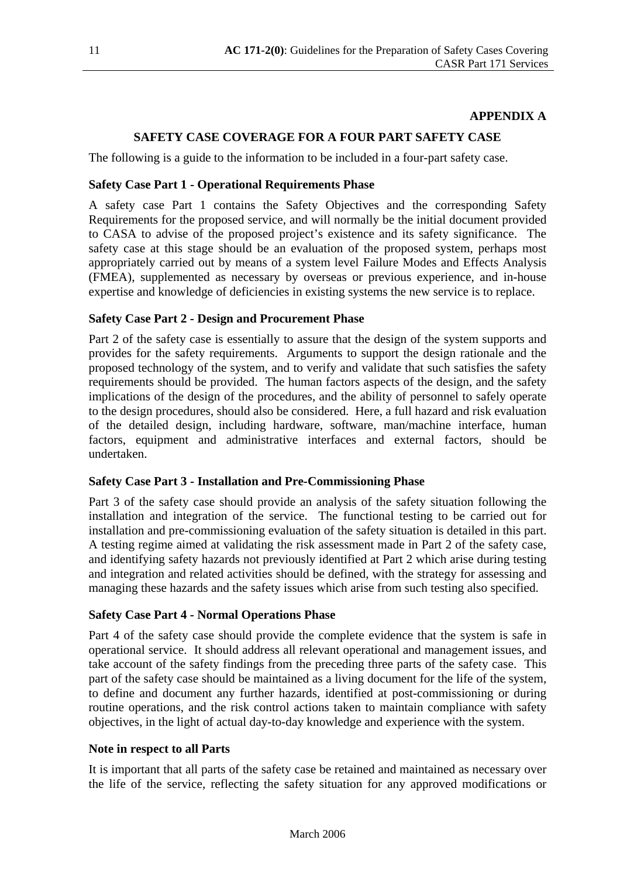**APPENDIX A**

## SAFETY CASE COVERAGE FOR A FOUR PART SAFETY CASE

The following is a guide to the information to be included in a four-part safety case.

### Safety Case Part 1 - Operational Requirements Phase

A safety case Part 1 contains the Safety Objectives and the corresponding Safety Requirements for the proposed service, and will normally be the initial document provided to CASA to advise of the proposed project's existence and its safety significance. The safety case at this stage should be an evaluation of the proposed system, perhaps most appropriately carried out by means of a system level Failure Modes and Effects Analysis (FMEA), supplemented as necessary by overseas or previous experience, and in-house expertise and knowledge of deficiencies in existing systems the new service is to replace.

### Safety Case Part 2 - Design and Procurement Phase

Part 2 of the safety case is essentially to assure that the design of the system supports and provides for the safety requirements. Arguments to support the design rationale and the proposed technology of the system, and to verify and validate that such satisfies the safety requirements should be provided. The human factors aspects of the design, and the safety implications of the design of the procedures, and the ability of personnel to safely operate to the design procedures, should also be considered. Here, a full hazard and risk evaluation of the detailed design, including hardware, software, man/machine interface, human factors, equipment and administrative interfaces and external factors, should be undertaken.

### Safety Case Part 3 - Installation and Pre-Commissioning Phase

Part 3 of the safety case should provide an analysis of the safety situation following the installation and integration of the service. The functional testing to be carried out for installation and pre-commissioning evaluation of the safety situation is detailed in this part. A testing regime aimed at validating the risk assessment made in Part 2 of the safety case, and identifying safety hazards not previously identified at Part 2 which arise during testing and integration and related activities should be defined, with the strategy for assessing and managing these hazards and the safety issues which arise from such testing also specified.

### Safety Case Part 4 - Normal Operations Phase

Part 4 of the safety case should provide the complete evidence that the system is safe in operational service. It should address all relevant operational and management issues, and take account of the safety findings from the preceding three parts of the safety case. This part of the safety case should be maintained as a living document for the life of the system, to define and document any further hazards, identified at post-commissioning or during routine operations, and the risk control actions taken to maintain compliance with safety objectives, in the light of actual day-to-day knowledge and experience with the system.

### Note in respect to all Parts

It is important that all parts of the safety case be retained and maintained as necessary over the life of the service, reflecting the safety situation for any approved modifications or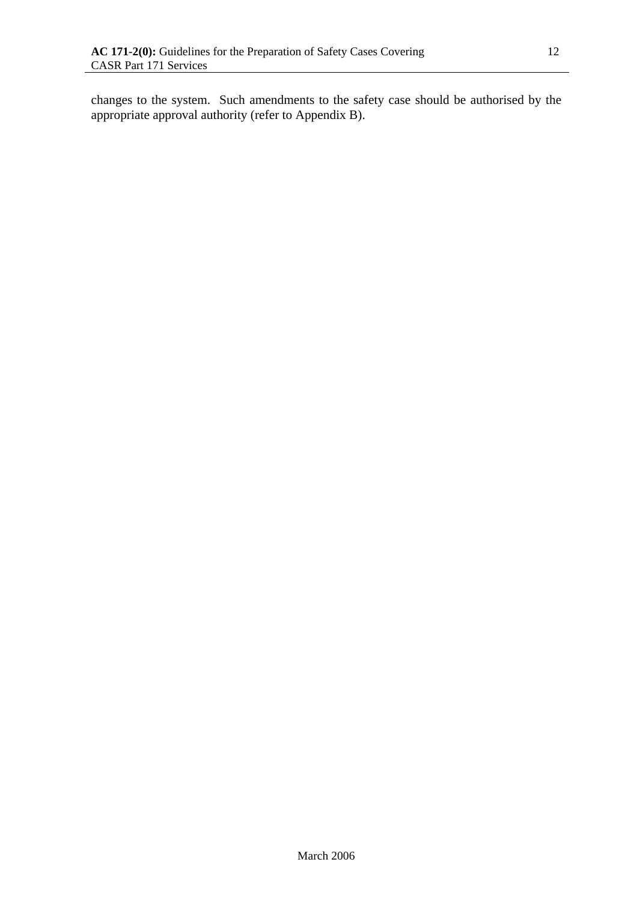changes to the system. Such amendments to the safety case should be authorised by the appropriate approval authority (refer to Appendix B).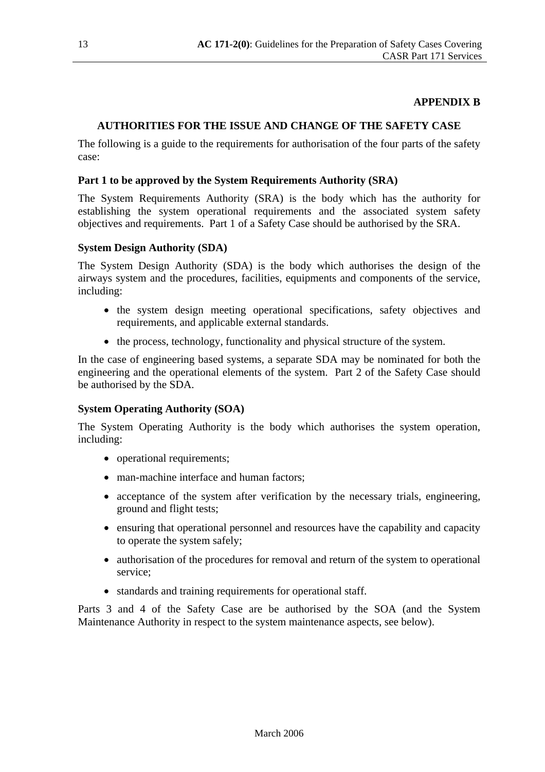**APPENDIX B**

## AUTHORITIES FOR THE ISSUE AND CHANGE OF THE SAFETY CASE

The following is a guide to the requirements for authorisation of the four parts of the safety case:

### Part 1 to be approved by the System Requirements Authority (SRA)

The System Requirements Authority (SRA) is the body which has the authority for establishing the system operational requirements and the associated system safety objectives and requirements. Part 1 of a Safety Case should be authorised by the SRA.

### System Design Authority (SDA)

The System Design Authority (SDA) is the body which authorises the design of the airways system and the procedures, facilities, equipments and components of the service, including:

- the system design meeting operational specifications, safety objectives and requirements, and applicable external standards.
- the process, technology, functionality and physical structure of the system.

In the case of engineering based systems, a separate SDA may be nominated for both the engineering and the operational elements of the system. Part 2 of the Safety Case should be authorised by the SDA.

### System Operating Authority (SOA)

The System Operating Authority is the body which authorises the system operation, including:

- operational requirements;
- man-machine interface and human factors;
- acceptance of the system after verification by the necessary trials, engineering, ground and flight tests;
- ensuring that operational personnel and resources have the capability and capacity to operate the system safely;
- authorisation of the procedures for removal and return of the system to operational service;
- standards and training requirements for operational staff.

Parts 3 and 4 of the Safety Case are be authorised by the SOA (and the System Maintenance Authority in respect to the system maintenance aspects, see below).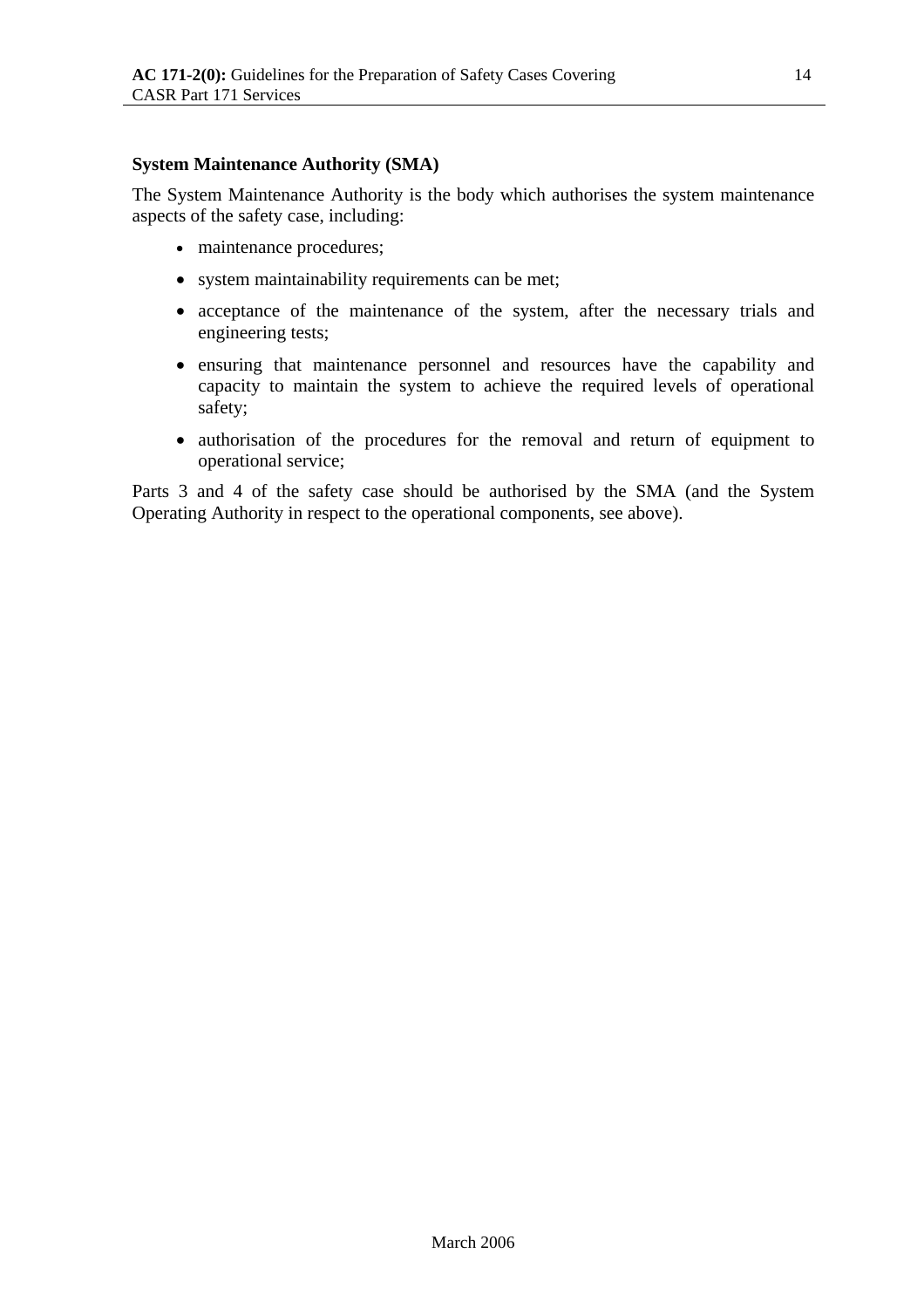**System Maintenance Authority (SMA)**

The System Maintenance Authority is the body which authorises the system maintenance aspects of the safety case, including:

- maintenance procedures;
- system maintainability requirements can be met;
- acceptance of the maintenance of the system, after the necessary trials and engineering tests;
- ensuring that maintenance personnel and resources have the capability and capacity to maintain the system to achieve the required levels of operational safety;
- authorisation of the procedures for the removal and return of equipment to operational service;

Parts 3 and 4 of the safety case should be authorised by the SMA (and the System Operating Authority in respect to the operational components, see above).